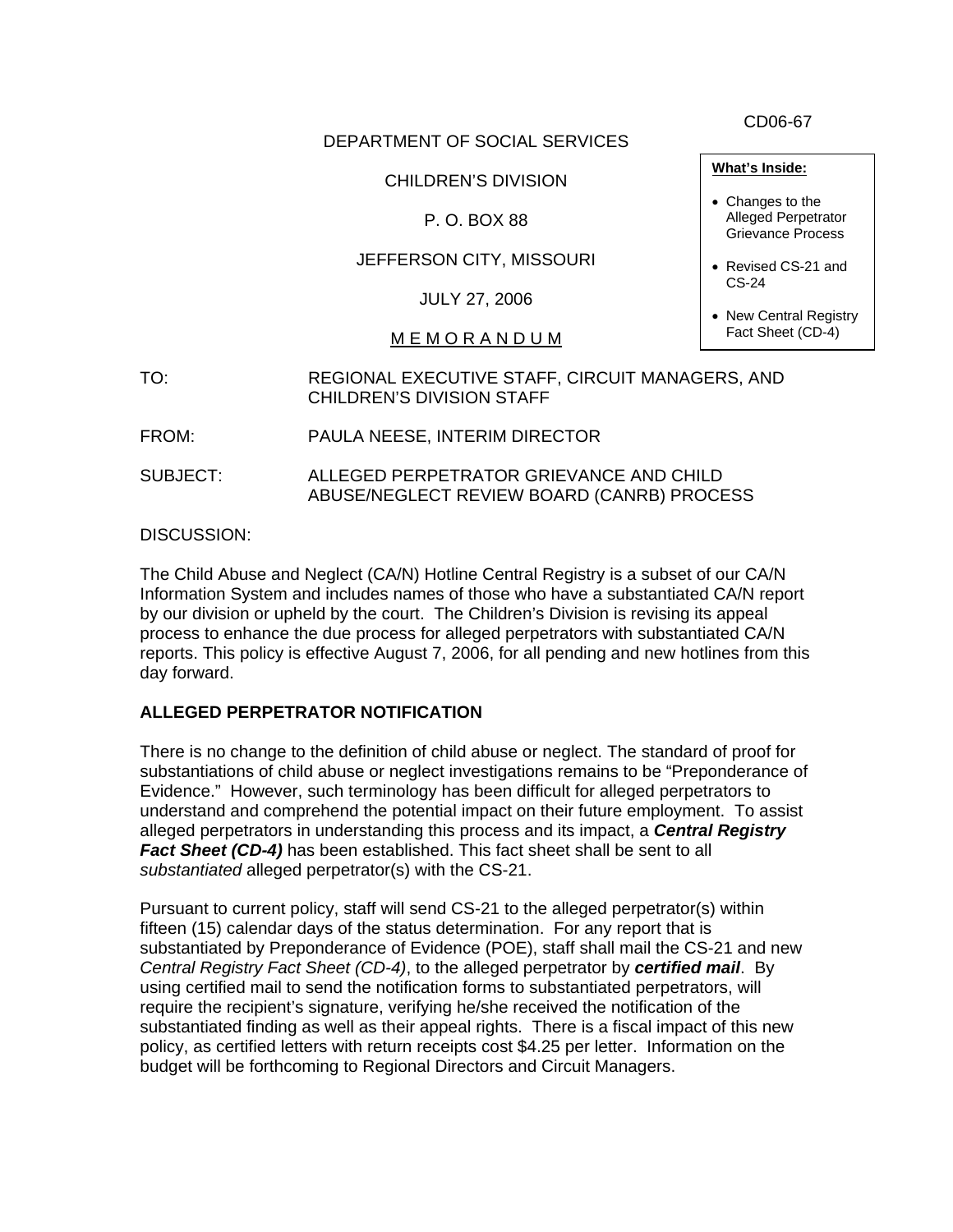CD06-67

DEPARTMENT OF SOCIAL SERVICES

CHILDREN'S DIVISION

P. O. BOX 88

JEFFERSON CITY, MISSOURI

JULY 27, 2006

M E M O R A N D U M

**What's Inside:**

- Changes to the Alleged Perpetrator Grievance Process
- Revised CS-21 and CS-24
- New Central Registry Fact Sheet (CD-4)

TO: REGIONAL EXECUTIVE STAFF, CIRCUIT MANAGERS, AND CHILDREN'S DIVISION STAFF

FROM: PAULA NEESE, INTERIM DIRECTOR

SUBJECT: ALLEGED PERPETRATOR GRIEVANCE AND CHILD ABUSE/NEGLECT REVIEW BOARD (CANRB) PROCESS

DISCUSSION:

The Child Abuse and Neglect (CA/N) Hotline Central Registry is a subset of our CA/N Information System and includes names of those who have a substantiated CA/N report by our division or upheld by the court. The Children's Division is revising its appeal process to enhance the due process for alleged perpetrators with substantiated CA/N reports. This policy is effective August 7, 2006, for all pending and new hotlines from this day forward.

**ALLEGED PERPETRATOR NOTIFICATION**

There is no change to the definition of child abuse or neglect. The standard of proof for substantiations of child abuse or neglect investigations remains to be "Preponderance of Evidence." However, such terminology has been difficult for alleged perpetrators to understand and comprehend the potential impact on their future employment. To assist alleged perpetrators in understanding this process and its impact, a ***Central Registry Fact Sheet (CD-4)*** has been established. This fact sheet shall be sent to all *substantiated* alleged perpetrator(s) with the CS-21.

Pursuant to current policy, staff will send CS-21 to the alleged perpetrator(s) within fifteen (15) calendar days of the status determination. For any report that is substantiated by Preponderance of Evidence (POE), staff shall mail the CS-21 and new *Central Registry Fact Sheet (CD-4)*, to the alleged perpetrator by ***certified mail***. By using certified mail to send the notification forms to substantiated perpetrators, will require the recipient's signature, verifying he/she received the notification of the substantiated finding as well as their appeal rights. There is a fiscal impact of this new policy, as certified letters with return receipts cost $4.25 per letter. Information on the budget will be forthcoming to Regional Directors and Circuit Managers.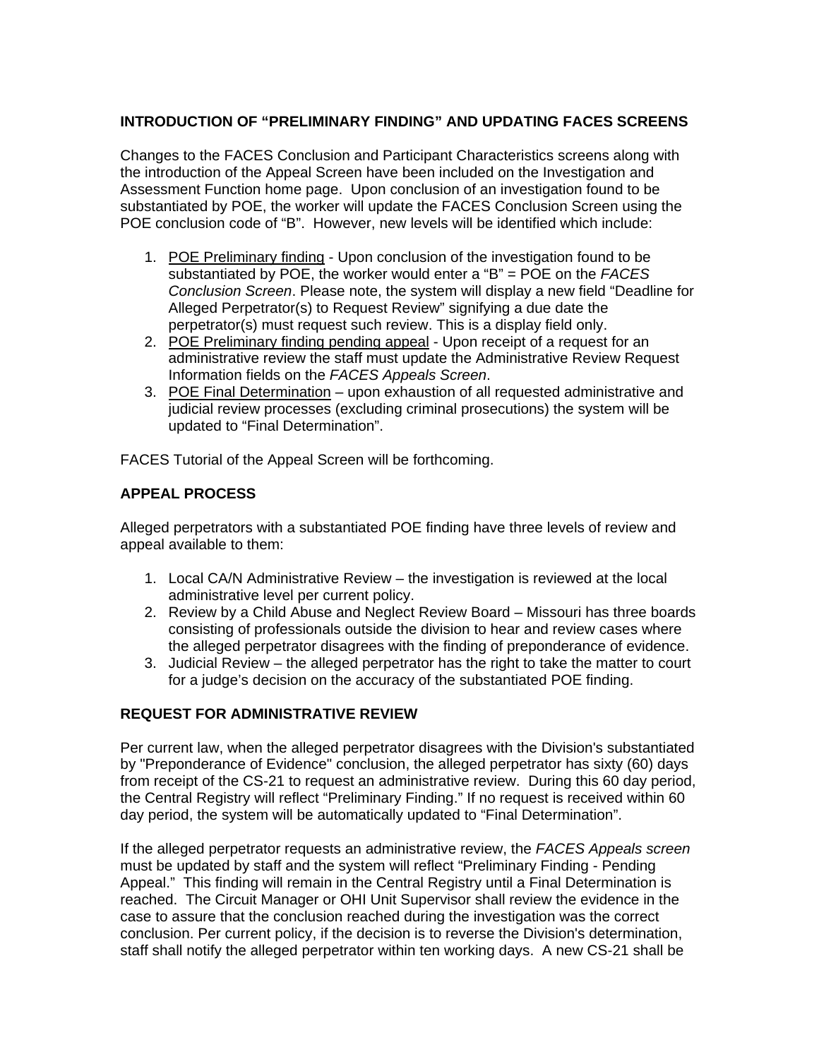**INTRODUCTION OF "PRELIMINARY FINDING" AND UPDATING FACES SCREENS**

Changes to the FACES Conclusion and Participant Characteristics screens along with the introduction of the Appeal Screen have been included on the Investigation and Assessment Function home page. Upon conclusion of an investigation found to be substantiated by POE, the worker will update the FACES Conclusion Screen using the POE conclusion code of "B". However, new levels will be identified which include:

1. POE Preliminary finding - Upon conclusion of the investigation found to be substantiated by POE, the worker would enter a "B" = POE on the *FACES Conclusion Screen*. Please note, the system will display a new field "Deadline for Alleged Perpetrator(s) to Request Review" signifying a due date the perpetrator(s) must request such review. This is a display field only.
2. POE Preliminary finding pending appeal - Upon receipt of a request for an administrative review the staff must update the Administrative Review Request Information fields on the *FACES Appeals Screen*.
3. POE Final Determination – upon exhaustion of all requested administrative and judicial review processes (excluding criminal prosecutions) the system will be updated to "Final Determination".

FACES Tutorial of the Appeal Screen will be forthcoming.

**APPEAL PROCESS**

Alleged perpetrators with a substantiated POE finding have three levels of review and appeal available to them:

1. Local CA/N Administrative Review – the investigation is reviewed at the local administrative level per current policy.
2. Review by a Child Abuse and Neglect Review Board – Missouri has three boards consisting of professionals outside the division to hear and review cases where the alleged perpetrator disagrees with the finding of preponderance of evidence.
3. Judicial Review – the alleged perpetrator has the right to take the matter to court for a judge's decision on the accuracy of the substantiated POE finding.

**REQUEST FOR ADMINISTRATIVE REVIEW**

Per current law, when the alleged perpetrator disagrees with the Division's substantiated by "Preponderance of Evidence" conclusion, the alleged perpetrator has sixty (60) days from receipt of the CS-21 to request an administrative review. During this 60 day period, the Central Registry will reflect "Preliminary Finding." If no request is received within 60 day period, the system will be automatically updated to "Final Determination".

If the alleged perpetrator requests an administrative review, the *FACES Appeals screen* must be updated by staff and the system will reflect "Preliminary Finding - Pending Appeal." This finding will remain in the Central Registry until a Final Determination is reached. The Circuit Manager or OHI Unit Supervisor shall review the evidence in the case to assure that the conclusion reached during the investigation was the correct conclusion. Per current policy, if the decision is to reverse the Division's determination, staff shall notify the alleged perpetrator within ten working days. A new CS-21 shall be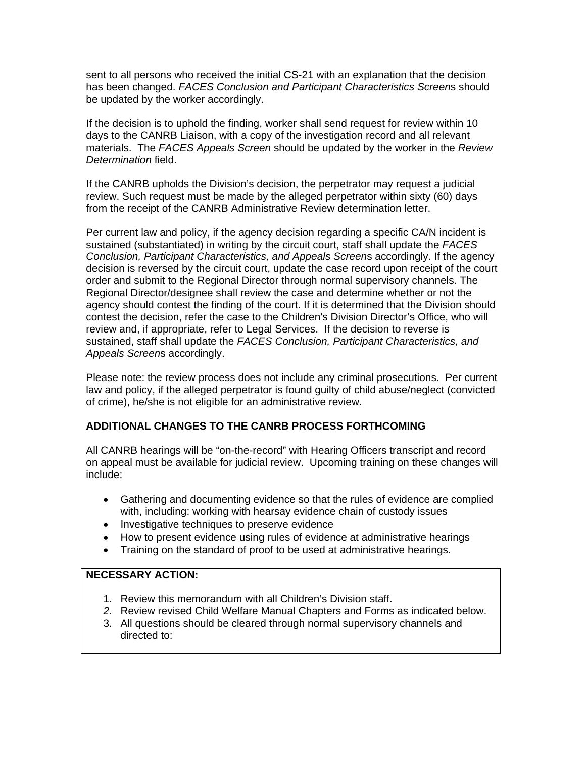sent to all persons who received the initial CS-21 with an explanation that the decision has been changed. *FACES Conclusion and Participant Characteristics Screen*s should be updated by the worker accordingly.

If the decision is to uphold the finding, worker shall send request for review within 10 days to the CANRB Liaison, with a copy of the investigation record and all relevant materials. The *FACES Appeals Screen* should be updated by the worker in the *Review Determination* field.

If the CANRB upholds the Division's decision, the perpetrator may request a judicial review. Such request must be made by the alleged perpetrator within sixty (60) days from the receipt of the CANRB Administrative Review determination letter.

Per current law and policy, if the agency decision regarding a specific CA/N incident is sustained (substantiated) in writing by the circuit court, staff shall update the *FACES Conclusion, Participant Characteristics, and Appeals Screen*s accordingly. If the agency decision is reversed by the circuit court, update the case record upon receipt of the court order and submit to the Regional Director through normal supervisory channels. The Regional Director/designee shall review the case and determine whether or not the agency should contest the finding of the court. If it is determined that the Division should contest the decision, refer the case to the Children's Division Director's Office, who will review and, if appropriate, refer to Legal Services. If the decision to reverse is sustained, staff shall update the *FACES Conclusion, Participant Characteristics, and Appeals Screen*s accordingly.

Please note: the review process does not include any criminal prosecutions. Per current law and policy, if the alleged perpetrator is found guilty of child abuse/neglect (convicted of crime), he/she is not eligible for an administrative review.

**ADDITIONAL CHANGES TO THE CANRB PROCESS FORTHCOMING**

All CANRB hearings will be "on-the-record" with Hearing Officers transcript and record on appeal must be available for judicial review. Upcoming training on these changes will include:

- Gathering and documenting evidence so that the rules of evidence are complied with, including: working with hearsay evidence chain of custody issues
- Investigative techniques to preserve evidence
- How to present evidence using rules of evidence at administrative hearings
- Training on the standard of proof to be used at administrative hearings.

**NECESSARY ACTION:**

1. Review this memorandum with all Children's Division staff.
2. Review revised Child Welfare Manual Chapters and Forms as indicated below.
3. All questions should be cleared through normal supervisory channels and directed to: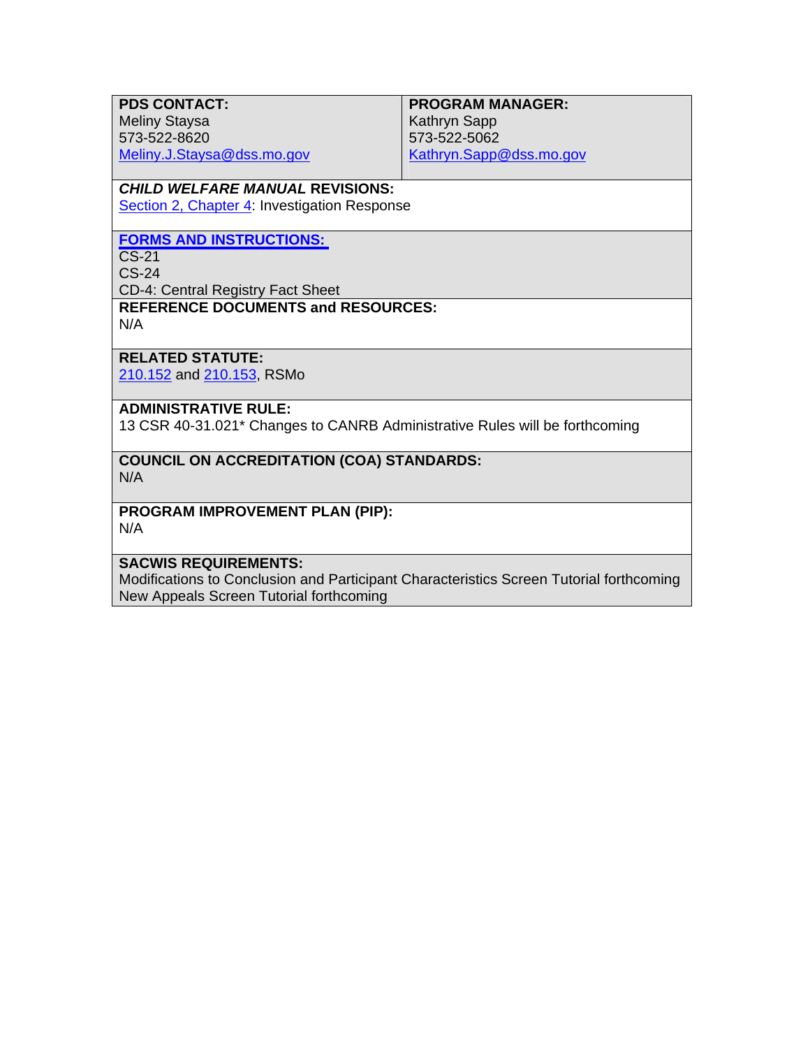| **PDS CONTACT:**<br>Meliny Staysa<br>573-522-8620<br>Meliny.J.Staysa@dss.mo.gov | **PROGRAM MANAGER:**<br>Kathryn Sapp<br>573-522-5062<br>Kathryn.Sapp@dss.mo.gov |
|---|---|

**_CHILD WELFARE MANUAL_ REVISIONS:**
Section 2, Chapter 4: Investigation Response

**FORMS AND INSTRUCTIONS:**
CS-21
CS-24
CD-4: Central Registry Fact Sheet

**REFERENCE DOCUMENTS and RESOURCES:**
N/A

**RELATED STATUTE:**
210.152 and 210.153, RSMo

**ADMINISTRATIVE RULE:**
13 CSR 40-31.021* Changes to CANRB Administrative Rules will be forthcoming

**COUNCIL ON ACCREDITATION (COA) STANDARDS:**
N/A

**PROGRAM IMPROVEMENT PLAN (PIP):**
N/A

**SACWIS REQUIREMENTS:**
Modifications to Conclusion and Participant Characteristics Screen Tutorial forthcoming
New Appeals Screen Tutorial forthcoming